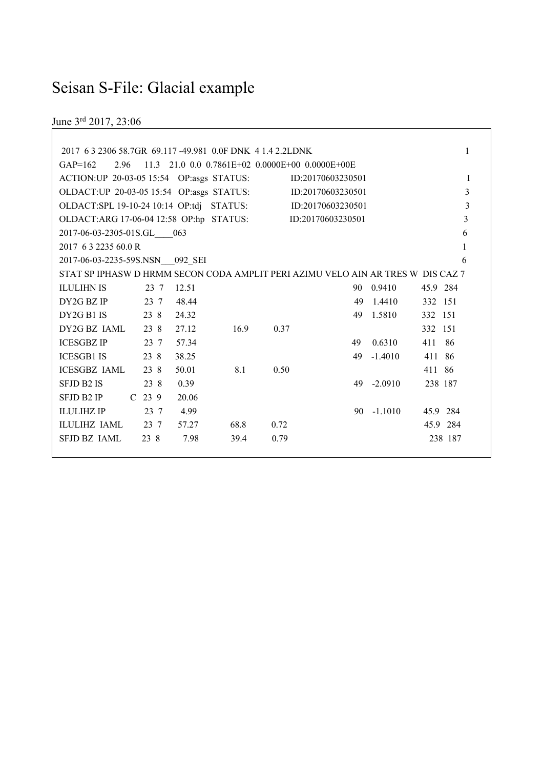# Seisan S-File: Glacial example

June 3rd 2017, 23:06

```
 2017  6 3 2306 58.7GR  69.117 -49.981  0.0F DNK  4 1.4 2.2LDNK                    1
GAP=162      2.96     11.3   21.0  0.0  0.7861E+02  0.0000E+00  0.0000E+00E
ACTION:UP  20-03-05 15:54   OP:asgs  STATUS:              ID:20170603230501        I
OLDACT:UP  20-03-05 15:54   OP:asgs  STATUS:              ID:20170603230501        3
OLDACT:SPL 19-10-24 10:14  OP:tdj    STATUS:              ID:20170603230501        3
OLDACT:ARG 17-06-04 12:58  OP:hp   STATUS:                ID:20170603230501        3
2017-06-03-2305-01S.GL____063                                                      6
2017  6 3 2235 60.0 R                                                              1
2017-06-03-2235-59S.NSN___092_SEI                                                  6
STAT SP IPHASW D HRMM SECON CODA AMPLIT PERI AZIMU VELO AIN AR TRES W  DIS CAZ 7
ILULIHN IS          23  7    12.51                           90   0.9410     45.9  284
DY2G BZ IP          23  7     48.44                          49   1.4410     332  151
DY2G B1 IS          23  8    24.32                           49   1.5810     332  151
DY2G BZ  IAML       23  8    27.12        16.9     0.37                      332  151
ICESGBZ IP          23  7    57.34                           49   0.6310     411   86
ICESGB1 IS          23  8    38.25                           49   -1.4010    411  86
ICESGBZ  IAML       23  8    50.01        8.1      0.50                      411  86
SFJD B2 IS          23  8     0.39                           49   -2.0910     238 187
SFJD B2 IP        C  23  9     20.06
ILULIHZ IP          23  7     4.99                           90   -1.1010    45.9  284
ILULIHZ  IAML       23  7    57.27        68.8     0.72                      45.9  284
SFJD BZ  IAML      23  8      7.98        39.4     0.79                       238  187
```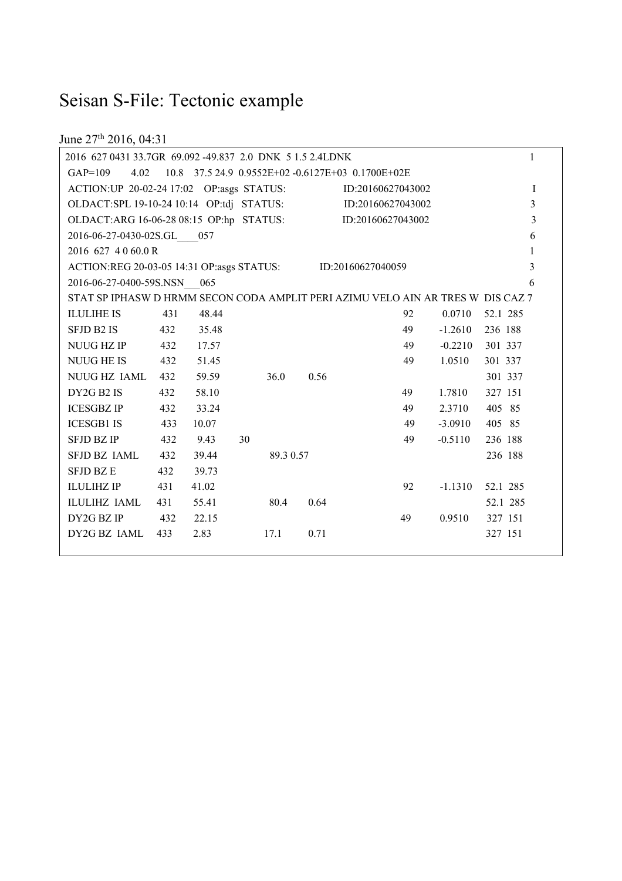# Seisan S-File: Tectonic example

June 27th 2016, 04:31

```
 2016  627 0431 33.7GR  69.092 -49.837  2.0  DNK  5 1.5 2.4LDNK                         1
 GAP=109      4.02     10.8   37.5 24.9  0.9552E+02 -0.6127E+03  0.1700E+02E
 ACTION:UP  20-02-24 17:02   OP:asgs  STATUS:               ID:20160627043002             I
 OLDACT:SPL 19-10-24 10:14   OP:tdj   STATUS:               ID:20160627043002             3
 OLDACT:ARG 16-06-28 08:15  OP:hp   STATUS:                ID:20160627043002              3
 2016-06-27-0430-02S.GL____057                                                            6
 2016  627  4 0 60.0 R                                                                    1
 ACTION:REG 20-03-05 14:31 OP:asgs STATUS:           ID:20160627040059                    3
 2016-06-27-0400-59S.NSN___065                                                            6
 STAT SP IPHASW D HRMM SECON CODA AMPLIT PERI AZIMU VELO AIN AR TRES W  DIS CAZ 7
 ILULIHE IS          431      48.44                                   92        0.0710    52.1  285
 SFJD B2 IS          432      35.48                                   49       -1.2610    236  188
 NUUG HZ IP          432      17.57                                   49       -0.2210    301  337
 NUUG HE IS          432      51.45                                   49        1.0510    301  337
 NUUG HZ  IAML       432      59.59            36.0       0.56                           301  337
 DY2G B2 IS          432      58.10                                   49        1.7810    327  151
 ICESGBZ IP          432      33.24                                   49        2.3710    405   85
 ICESGB1 IS          433      10.07                                   49       -3.0910    405   85
 SFJD BZ IP          432       9.43      30                           49       -0.5110    236  188
 SFJD BZ  IAML       432      39.44            89.3 0.57                                 236  188
 SFJD BZ E           432      39.73
 ILULIHZ IP          431      41.02                                   92       -1.1310    52.1  285
 ILULIHZ  IAML       431      55.41            80.4       0.64                           52.1  285
 DY2G BZ IP          432      22.15                                   49        0.9510    327  151
 DY2G BZ  IAML       433       2.83            17.1       0.71                           327  151
```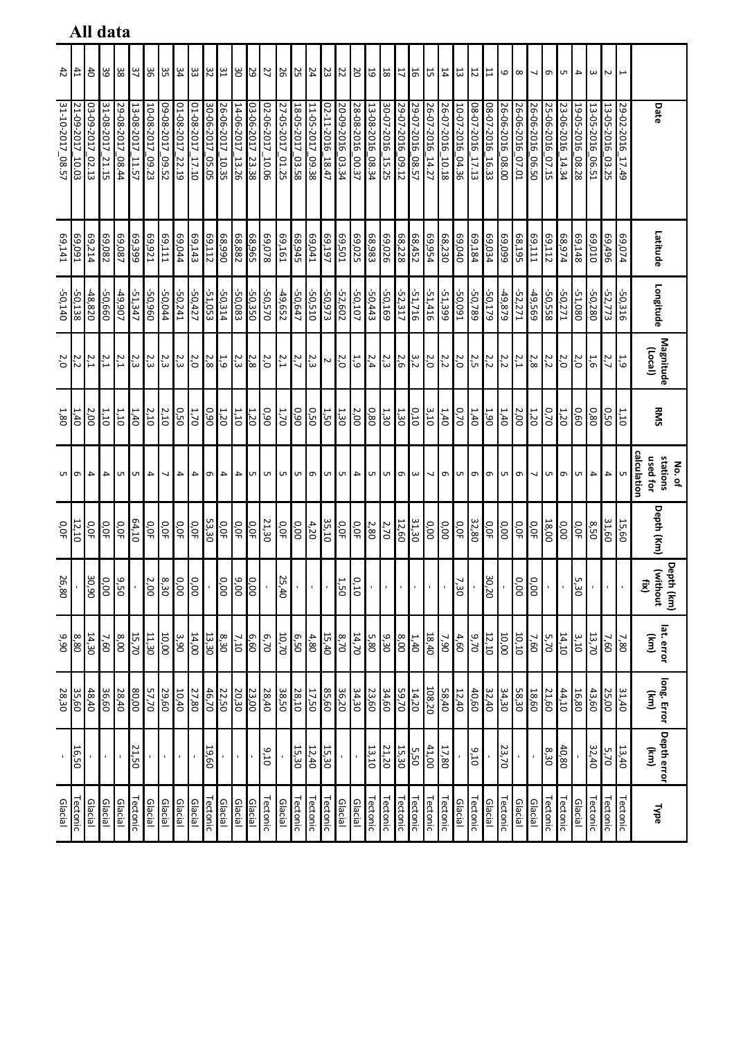# All data

| | Date | Latitude | Longitude | Magnitude (Local) | RMS | No. of stations used for calculation | Depth (km) | Depth (km) (without fix) | lat. error (km) | long. Error (km) | Depth error (km) | Type |
|---|---|---|---|---|---|---|---|---|---|---|---|---|
| 1 | 29-02-2016_17.49 | 69,074 | -50,316 | 1,9 | 1,10 | 5 | 15,60 | - | 7,80 | 31,40 | 13,40 | Tectonic |
| 2 | 13-05-2016_03.25 | 69,496 | -52,773 | 2,7 | 0,50 | 4 | 31,60 | - | 7,60 | 25,00 | 5,70 | Tectonic |
| 3 | 13-05-2016_06.51 | 69,010 | -50,280 | 1,6 | 0,80 | 4 | 8,50 | - | 13,70 | 43,60 | 32,40 | Tectonic |
| 4 | 19-05-2016_08.28 | 69,148 | -51,080 | 2,0 | 0,60 | 5 | 0,0F | 5,30 | 3,10 | 16,80 | - | Glacial |
| 5 | 23-06-2016_14.34 | 68,974 | -50,271 | 2,0 | 1,20 | 5 | 0,00 | - | 14,10 | 44,10 | 40,80 | Tectonic |
| 6 | 25-06-2016_07.15 | 69,112 | -50,558 | 2,2 | 0,70 | 5 | 18,00 | - | 5,70 | 21,60 | 8,30 | Tectonic |
| 7 | 26-06-2016_06.50 | 69,111 | -49,569 | 2,8 | 1,20 | 7 | 0,0F | 0,00 | 7,60 | 18,60 | - | Glacial |
| 8 | 26-06-2016_07.01 | 68,195 | -52,271 | 2,1 | 2,00 | 6 | 0,0F | 0,00 | 10,10 | 58,30 | - | Glacial |
| 9 | 26-06-2016_08.00 | 69,099 | -49,879 | 2,2 | 1,40 | 5 | 0,00 | - | 10,00 | 34,30 | 23,70 | Tectonic |
| 11 | 08-07-2016_16.33 | 69,034 | -50,179 | 2,2 | 1,90 | 6 | 0,0F | 30,20 | 12,10 | 32,40 | - | Glacial |
| 12 | 08-07-2016_17.13 | 69,184 | -50,789 | 2,5 | 1,40 | 6 | 32,80 | - | 9,70 | 40,60 | 9,10 | Tectonic |
| 13 | 10-07-2016_04.36 | 69,040 | -50,091 | 2,0 | 0,70 | 5 | 0,0F | 7,30 | 4,60 | 12,40 | - | Glacial |
| 14 | 26-07-2016_10.18 | 68,230 | -51,399 | 2,2 | 1,40 | 6 | 0,00 | - | 7,90 | 58,40 | 17,80 | Tectonic |
| 15 | 26-07-2016_14.27 | 69,954 | -51,416 | 2,0 | 3,10 | 7 | 0,00 | - | 18,40 | 108,20 | 41,00 | Tectonic |
| 16 | 29-07-2016_08.57 | 68,452 | -51,716 | 3,2 | 0,10 | 3 | 31,30 | - | 1,40 | 14,20 | 5,50 | Tectonic |
| 17 | 29-07-2016_09.12 | 68,228 | -52,317 | 2,6 | 1,30 | 6 | 12,60 | - | 8,00 | 59,70 | 15,30 | Tectonic |
| 18 | 30-07-2016_15.25 | 69,026 | -50,169 | 2,3 | 1,30 | 5 | 2,70 | - | 9,30 | 34,60 | 21,20 | Tectonic |
| 19 | 13-08-2016_08.34 | 68,983 | -50,443 | 2,4 | 0,80 | 5 | 2,80 | - | 5,80 | 23,60 | 13,10 | Tectonic |
| 20 | 28-08-2016_00.37 | 69,025 | -50,107 | 1,9 | 2,00 | 4 | 0,0F | 0,10 | 14,70 | 34,30 | - | Glacial |
| 22 | 20-09-2016_03.34 | 69,501 | -52,602 | 2,0 | 1,30 | 5 | 0,0F | 1,50 | 8,70 | 36,20 | - | Glacial |
| 23 | 02-11-2016_18.47 | 69,197 | -50,973 | ~ | 1,50 | 5 | 35,10 | - | 15,40 | 85,60 | 15,30 | Tectonic |
| 24 | 11-05-2017_09.38 | 69,041 | -50,510 | 2,3 | 0,50 | 6 | 4,20 | - | 4,80 | 17,50 | 12,40 | Tectonic |
| 25 | 18-05-2017_03.58 | 68,945 | -50,647 | 2,7 | 0,90 | 5 | 0,00 | - | 6,50 | 28,10 | 15,30 | Tectonic |
| 26 | 27-05-2017_01.25 | 69,161 | -49,652 | 2,1 | 1,70 | 5 | 0,0F | 25,40 | 10,70 | 38,50 | - | Glacial |
| 27 | 02-06-2017_10.06 | 69,078 | -50,570 | 2,0 | 0,90 | 5 | 21,30 | - | 6,70 | 28,40 | 9,10 | Tectonic |
| 29 | 03-06-2017_23.38 | 68,965 | -50,350 | 2,8 | 1,20 | 5 | 0,0F | 0,00 | 6,60 | 23,00 | - | Glacial |
| 30 | 14-06-2017_13.26 | 68,882 | -50,083 | 2,3 | 1,10 | 4 | 0,0F | 9,00 | 7,10 | 20,30 | - | Glacial |
| 31 | 26-06-2017_10.35 | 68,990 | -50,314 | 1,9 | 1,20 | 4 | 0,0F | 0,00 | 8,30 | 22,50 | - | Glacial |
| 32 | 30-06-2017_05.05 | 69,112 | -51,053 | 2,8 | 0,90 | 6 | 53,30 | - | 13,30 | 46,70 | 19,60 | Tectonic |
| 33 | 01-08-2017_17.10 | 69,143 | -50,427 | 2,0 | 1,70 | 4 | 0,0F | 0,00 | 14,00 | 27,80 | - | Glacial |
| 34 | 01-08-2017_22.19 | 69,044 | -50,241 | 2,3 | 0,50 | 4 | 0,0F | 0,00 | 3,90 | 10,40 | - | Glacial |
| 35 | 09-08-2017_09.52 | 69,111 | -50,044 | 2,3 | 2,10 | 7 | 0,0F | 8,30 | 10,00 | 29,60 | - | Glacial |
| 36 | 10-08-2017_09.23 | 69,921 | -50,960 | 2,3 | 2,10 | 4 | 0,0F | 2,00 | 11,30 | 57,70 | - | Glacial |
| 37 | 13-08-2017_11.57 | 69,399 | -51,347 | 2,3 | 1,40 | 5 | 64,10 | - | 15,70 | 80,00 | 21,50 | Tectonic |
| 38 | 29-08-2017_08.44 | 69,087 | -49,907 | 2,1 | 1,10 | 5 | 0,0F | 9,50 | 8,00 | 28,40 | - | Glacial |
| 39 | 31-08-2017_21.15 | 69,082 | -50,660 | 2,1 | 1,10 | 4 | 0,0F | 0,00 | 7,60 | 36,60 | - | Glacial |
| 40 | 03-09-2017_02.13 | 69,214 | -48,820 | 2,1 | 2,00 | 4 | 0,0F | 30,90 | 14,30 | 48,40 | - | Glacial |
| 41 | 21-09-2017_10.03 | 69,091 | -50,138 | 2,2 | 1,40 | 6 | 12,10 | - | 8,80 | 35,60 | 16,50 | Tectonic |
| 42 | 31-10-2017_08.57 | 69,141 | -50,140 | 2,0 | 1,80 | 5 | 0,0F | 26,80 | 9,90 | 28,30 | - | Glacial |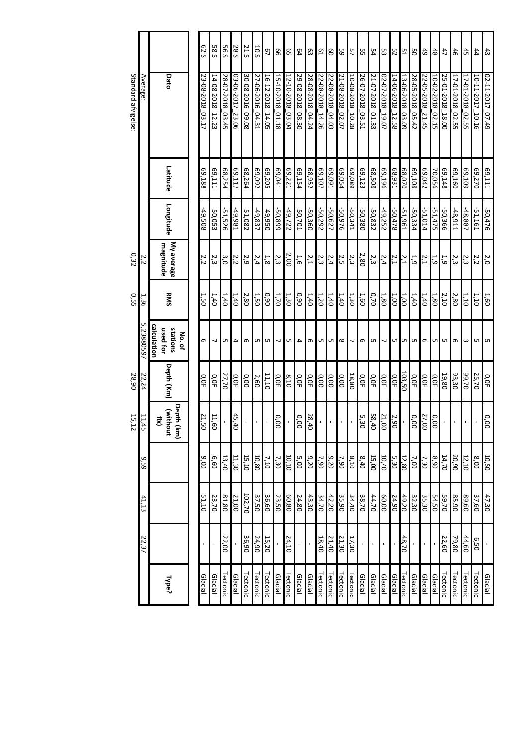| | Dato | Latitude | Longitude | My average magnitude | RMS | No. of stations used for calculation | Depth (Km) | Depth (km) (without fix) | | | | Type? |
|---|---|---|---|---|---|---|---|---|---|---|---|---|
| 43 | 02-11-2017_07.49 | 69,111 | -50,476 | 2,0 | 1,60 | 5 | 0,0F | 0,00 | 10,50 | 47,30 | - | Glacial |
| 44 | 10-11-2017_10.16 | 69,270 | -51,161 | 2,2 | 1,10 | 5 | 25,70 | - | 8,00 | 37,60 | 6,50 | Tectonic |
| 45 | 17-01-2018_02.55 | 69,109 | -48,887 | 2,3 | 1,10 | 3 | 99,70 | - | 12,10 | 89,60 | 44,60 | Tectonic |
| 46 | 17-01-2018_02.55 | 69,160 | -48,911 | 2,3 | 2,80 | 6 | 93,30 | - | 20,90 | 85,90 | 79,80 | Tectonic |
| 47 | 25-01-2018_18.00 | 69,148 | -50,366 | 1,9 | 2,10 | 5 | 19,80 | - | 14,70 | 59,70 | 22,60 | Tectonic |
| 48 | 10-02-2018_02.15 | 70,056 | -51,475 | 1,9 | 1,80 | 5 | 0,0F | 0,00 | 8,90 | 54,50 | - | Glacial |
| 49 | 22-05-2018_21.45 | 69,042 | -51,014 | 2,1 | 1,40 | 6 | 0,0F | 27,00 | 7,30 | 35,30 | - | Glacial |
| 50 | 28-05-2018_05.42 | 69,108 | -50,334 | 1,9 | 1,40 | 5 | 0,0F | 0,00 | 7,00 | 32,30 | - | Glacial |
| 51 | 13-06-2018_03.09 | 68,070 | -51,961 | 2,1 | 1,00 | 5 | 103,50 | - | 12,80 | 49,20 | 48,70 | Tectonic |
| 52 | 14-06-2018_12.58 | 68,931 | -50,478 | 2,1 | 1,00 | 5 | 0,0F | 2,90 | 5,30 | 24,90 | - | Glacial |
| 53 | 02-07-2018_19.07 | 69,196 | -49,252 | 2,4 | 1,80 | 7 | 0,0F | 21,00 | 10,40 | 60,00 | - | Glacial |
| 54 | 21-07-2018_01.33 | 68,508 | -50,832 | 2,3 | 0,70 | 5 | 0,0F | 58,40 | 15,00 | 44,70 | - | Glacial |
| 55 | 26-07-2018_03.51 | 69,123 | -50,380 | 2,80 | 1,60 | 6 | 0,0F | 5,30 | 8,40 | 38,70 | - | Glacial |
| 57 | 10-08-2018_10.28 | 69,089 | -50,341 | 2,3 | 1,30 | 7 | 18,80 | - | 8,10 | 34,40 | 17,30 | Tectonic |
| 59 | 21-08-2018_02.07 | 69,054 | -50,976 | 2,5 | 1,40 | 8 | 0,00 | - | 7,90 | 35,90 | 21,30 | Tectonic |
| 60 | 22-08-2018_04.03 | 69,091 | -50,627 | 2,4 | 1,40 | 5 | 0,00 | - | 9,20 | 42,20 | 21,40 | Tectonic |
| 61 | 22-08-2018_14.26 | 69,107 | -50,292 | 2,3 | 1,20 | 5 | 0,00 | - | 7,90 | 34,70 | 18,40 | Tectonic |
| 63 | 28-08-2018_04.24 | 68,952 | -50,360 | 2,1 | 1,40 | 6 | 0,0F | 28,40 | 9,20 | 43,30 | - | Glacial |
| 64 | 29-08-2018_08.30 | 69,154 | -50,701 | 1,6 | 0,90 | 4 | 0,0F | 0,00 | 5,00 | 24,80 | - | Glacial |
| 65 | 12-10-2018_03.04 | 69,221 | -49,722 | 2,00 | 1,30 | 5 | 8,10 | - | 10,10 | 60,80 | 24,10 | Tectonic |
| 66 | 15-10-2018_01.18 | 69,041 | -50,899 | 2,3 | 1,70 | 7 | 0,0F | 0,00 | 7,30 | 23,50 | - | Glacial |
| 67 | 16-12-2018_14.05 | 69,205 | -49,950 | 1,8 | 0,90 | 5 | 11,10 | - | 7,10 | 36,60 | 15,20 | Tectonic |
| 10 S | 27-06-2016_04.31 | 69,092 | -49,837 | 2,4 | 1,50 | 5 | 2,60 | - | 10,80 | 37,50 | 24,90 | Tectonic |
| 21 S | 30-08-2016_09.08 | 68,264 | -51,082 | 2,9 | 2,80 | 6 | 0,00 | - | 15,10 | 102,70 | 36,90 | Tectonic |
| 28 S | 03-06-2017_23.06 | 69,117 | -49,981 | 2,2 | 1,40 | 4 | 0,0F | 45,40 | 11,30 | 21,00 | - | Glacial |
| 56 S | 28-07-2018_03.45 | 68,254 | -51,526 | 3,0 | 1,40 | 5 | 27,70 | - | 13,40 | 81,80 | 22,00 | Tectonic |
| 58 S | 14-08-2018_12.23 | 69,111 | -50,053 | 2,3 | 1,40 | 7 | 0,0F | 11,60 | 6,60 | 23,70 | - | Glacial |
| 62 S | 23-08-2018_03.17 | 69,188 | -49,508 | 2,2 | 1,50 | 6 | 0,0F | 21,50 | 9,00 | 51,10 | - | Glacial |
| Average: | | | | 2,2 | 1,36 | 5,23880597 | 22,24 | 11,45 | 9,59 | 41,13 | 22,37 | |
| Standard afvigelse: | | | | 0,32 | 0,55 | | 28,90 | 15,12 | | | | |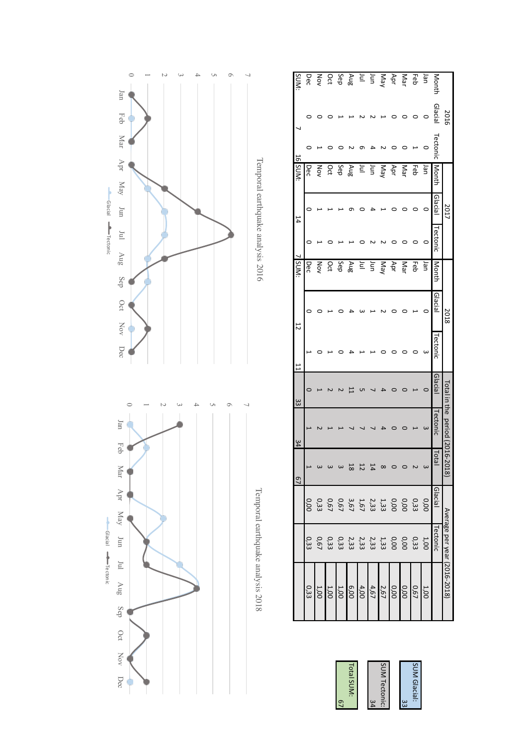| 2016 | | | 2017 | | | 2018 | | | Total in the period (2016-2018) | | | Average per year (2016-2018) | | |
|---|---|---|---|---|---|---|---|---|---|---|---|---|---|---|
| Month | Glacial | Tectonic | Month | Glacial | Tectonic | Month | Glacial | Tectonic | Glacial | Tectonic | Total | Glacial | Tectonic | |
| Jan | 0 | 0 | Jan | 0 | 0 | Jan | 0 | 3 | 0 | 3 | 3 | 0,00 | 1,00 | 1,00 |
| Feb | 0 | 1 | Feb | 0 | 0 | Feb | 1 | 0 | 1 | 1 | 2 | 0,33 | 0,33 | 0,67 |
| Mar | 0 | 0 | Mar | 0 | 0 | Mar | 0 | 0 | 0 | 0 | 0 | 0,00 | 0,00 | 0,00 |
| Apr | 0 | 0 | Apr | 0 | 0 | Apr | 0 | 0 | 0 | 0 | 0 | 0,00 | 0,00 | 0,00 |
| May | 1 | 2 | May | 1 | 2 | May | 2 | 0 | 4 | 4 | 8 | 1,33 | 1,33 | 2,67 |
| Jun | 2 | 4 | Jun | 4 | 2 | Jun | 1 | 1 | 7 | 7 | 14 | 2,33 | 2,33 | 4,67 |
| Jul | 2 | 6 | Jul | 0 | 0 | Jul | 3 | 1 | 5 | 7 | 12 | 1,67 | 2,33 | 4,00 |
| Aug | 1 | 2 | Aug | 6 | 1 | Aug | 4 | 4 | 11 | 7 | 18 | 3,67 | 2,33 | 6,00 |
| Sep | 1 | 0 | Sep | 1 | 1 | Sep | 0 | 0 | 2 | 1 | 3 | 0,67 | 0,33 | 1,00 |
| Oct | 0 | 0 | Oct | 1 | 0 | Oct | 1 | 1 | 2 | 1 | 3 | 0,67 | 0,33 | 1,00 |
| Nov | 0 | 1 | Nov | 1 | 1 | Nov | 0 | 0 | 1 | 2 | 3 | 0,33 | 0,67 | 1,00 |
| Dec | 0 | 0 | Dec | 0 | 0 | Dec | 0 | 1 | 0 | 1 | 1 | 0,00 | 0,33 | 0,33 |
| SUM: | 7 | 16 | SUM: | 14 | 7 | SUM: | 12 | 11 | 33 | 34 | 67 | | | |

| SUM Glacial: | SUM Tectonic: | Total SUM: |
|---|---|---|
| 33 | 34 | 67 |

Temporal earthquake analysis 2016

Temporal earthquake analysis 2018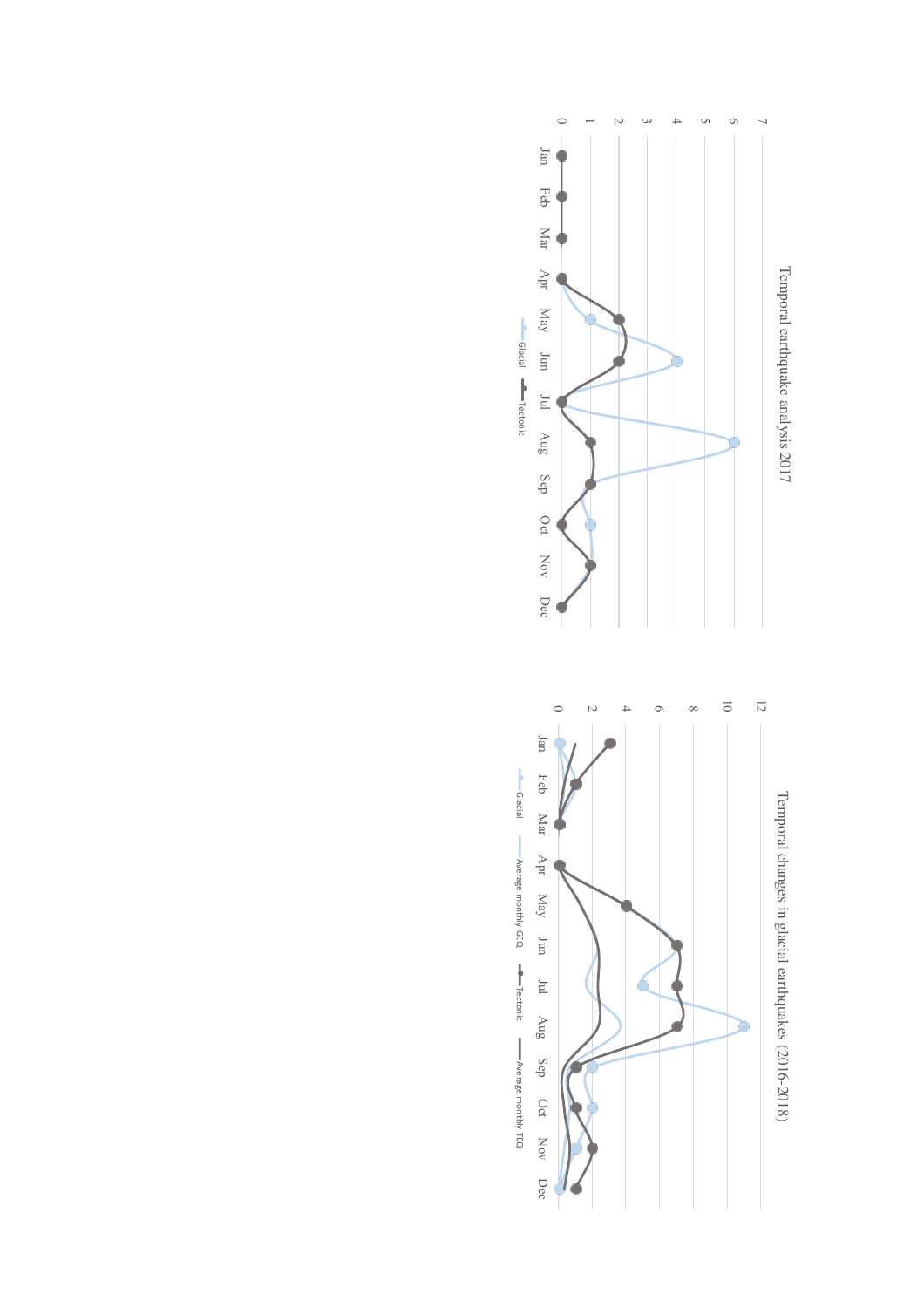Temporal earthquake analysis 2017

Glacial — Tectonic

Temporal changes in glacial earthquakes (2016-2018)

Glacial — Average monthly GEQ — Tectonic — Average monthly TEQ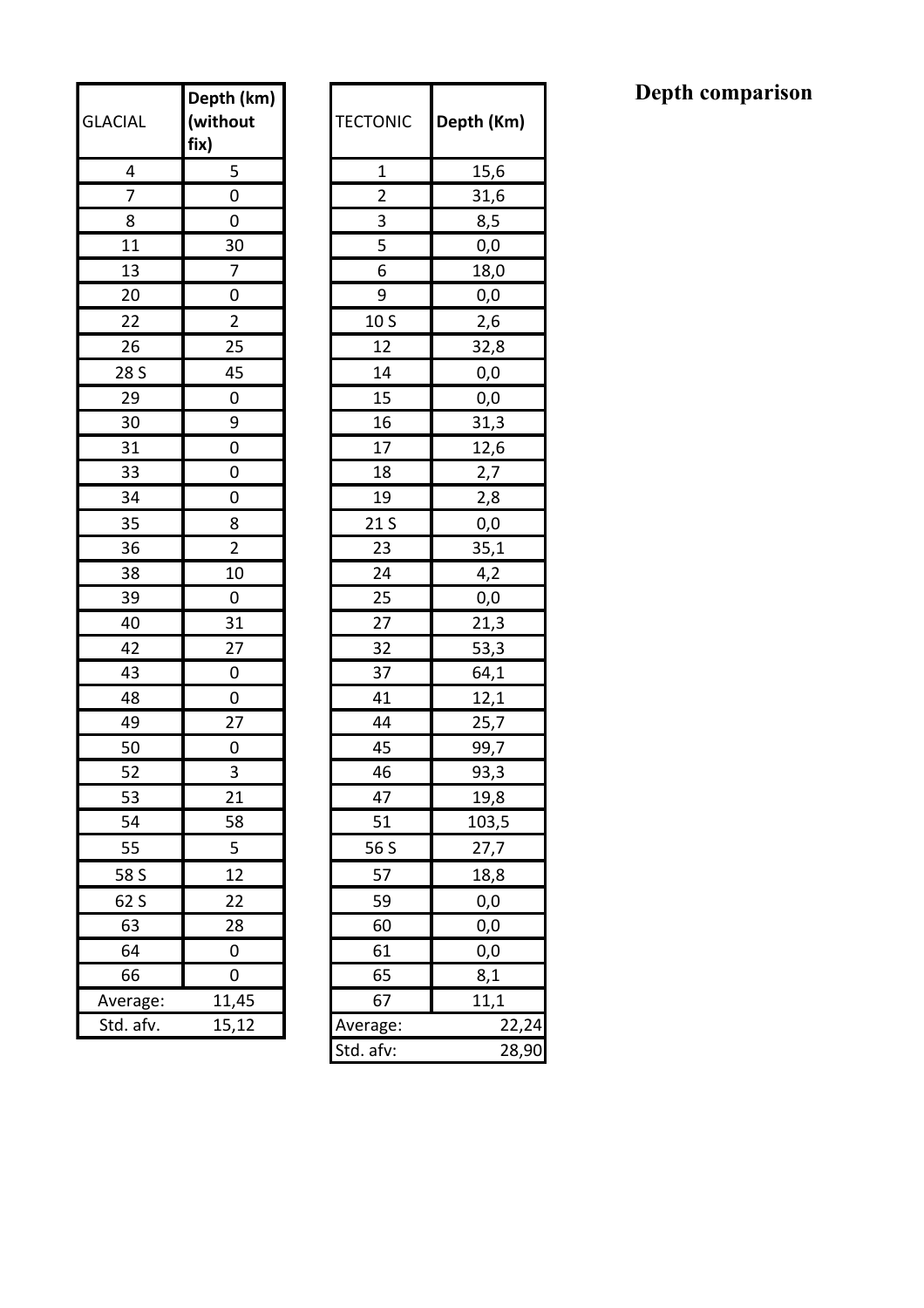# Depth comparison

| GLACIAL | Depth (km) (without fix) |
|---|---|
| 4 | 5 |
| 7 | 0 |
| 8 | 0 |
| 11 | 30 |
| 13 | 7 |
| 20 | 0 |
| 22 | 2 |
| 26 | 25 |
| 28 S | 45 |
| 29 | 0 |
| 30 | 9 |
| 31 | 0 |
| 33 | 0 |
| 34 | 0 |
| 35 | 8 |
| 36 | 2 |
| 38 | 10 |
| 39 | 0 |
| 40 | 31 |
| 42 | 27 |
| 43 | 0 |
| 48 | 0 |
| 49 | 27 |
| 50 | 0 |
| 52 | 3 |
| 53 | 21 |
| 54 | 58 |
| 55 | 5 |
| 58 S | 12 |
| 62 S | 22 |
| 63 | 28 |
| 64 | 0 |
| 66 | 0 |
| Average: | 11,45 |
| Std. afv. | 15,12 |

| TECTONIC | Depth (Km) |
|---|---|
| 1 | 15,6 |
| 2 | 31,6 |
| 3 | 8,5 |
| 5 | 0,0 |
| 6 | 18,0 |
| 9 | 0,0 |
| 10 S | 2,6 |
| 12 | 32,8 |
| 14 | 0,0 |
| 15 | 0,0 |
| 16 | 31,3 |
| 17 | 12,6 |
| 18 | 2,7 |
| 19 | 2,8 |
| 21 S | 0,0 |
| 23 | 35,1 |
| 24 | 4,2 |
| 25 | 0,0 |
| 27 | 21,3 |
| 32 | 53,3 |
| 37 | 64,1 |
| 41 | 12,1 |
| 44 | 25,7 |
| 45 | 99,7 |
| 46 | 93,3 |
| 47 | 19,8 |
| 51 | 103,5 |
| 56 S | 27,7 |
| 57 | 18,8 |
| 59 | 0,0 |
| 60 | 0,0 |
| 61 | 0,0 |
| 65 | 8,1 |
| 67 | 11,1 |
| Average: | 22,24 |
| Std. afv: | 28,90 |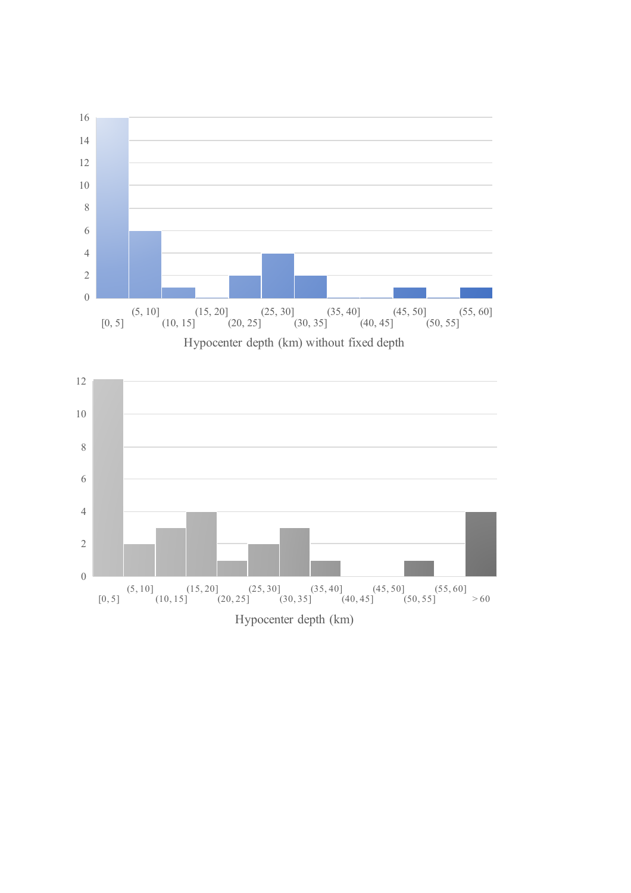Hypocenter depth (km) without fixed depth

Hypocenter depth (km)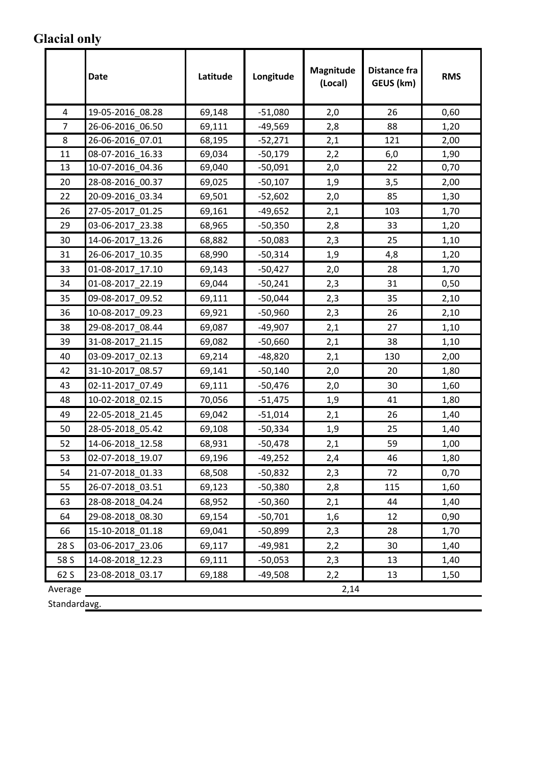# Glacial only

| | Date | Latitude | Longitude | Magnitude (Local) | Distance fra GEUS (km) | RMS |
|---|---|---|---|---|---|---|
| 4 | 19-05-2016_08.28 | 69,148 | -51,080 | 2,0 | 26 | 0,60 |
| 7 | 26-06-2016_06.50 | 69,111 | -49,569 | 2,8 | 88 | 1,20 |
| 8 | 26-06-2016_07.01 | 68,195 | -52,271 | 2,1 | 121 | 2,00 |
| 11 | 08-07-2016_16.33 | 69,034 | -50,179 | 2,2 | 6,0 | 1,90 |
| 13 | 10-07-2016_04.36 | 69,040 | -50,091 | 2,0 | 22 | 0,70 |
| 20 | 28-08-2016_00.37 | 69,025 | -50,107 | 1,9 | 3,5 | 2,00 |
| 22 | 20-09-2016_03.34 | 69,501 | -52,602 | 2,0 | 85 | 1,30 |
| 26 | 27-05-2017_01.25 | 69,161 | -49,652 | 2,1 | 103 | 1,70 |
| 29 | 03-06-2017_23.38 | 68,965 | -50,350 | 2,8 | 33 | 1,20 |
| 30 | 14-06-2017_13.26 | 68,882 | -50,083 | 2,3 | 25 | 1,10 |
| 31 | 26-06-2017_10.35 | 68,990 | -50,314 | 1,9 | 4,8 | 1,20 |
| 33 | 01-08-2017_17.10 | 69,143 | -50,427 | 2,0 | 28 | 1,70 |
| 34 | 01-08-2017_22.19 | 69,044 | -50,241 | 2,3 | 31 | 0,50 |
| 35 | 09-08-2017_09.52 | 69,111 | -50,044 | 2,3 | 35 | 2,10 |
| 36 | 10-08-2017_09.23 | 69,921 | -50,960 | 2,3 | 26 | 2,10 |
| 38 | 29-08-2017_08.44 | 69,087 | -49,907 | 2,1 | 27 | 1,10 |
| 39 | 31-08-2017_21.15 | 69,082 | -50,660 | 2,1 | 38 | 1,10 |
| 40 | 03-09-2017_02.13 | 69,214 | -48,820 | 2,1 | 130 | 2,00 |
| 42 | 31-10-2017_08.57 | 69,141 | -50,140 | 2,0 | 20 | 1,80 |
| 43 | 02-11-2017_07.49 | 69,111 | -50,476 | 2,0 | 30 | 1,60 |
| 48 | 10-02-2018_02.15 | 70,056 | -51,475 | 1,9 | 41 | 1,80 |
| 49 | 22-05-2018_21.45 | 69,042 | -51,014 | 2,1 | 26 | 1,40 |
| 50 | 28-05-2018_05.42 | 69,108 | -50,334 | 1,9 | 25 | 1,40 |
| 52 | 14-06-2018_12.58 | 68,931 | -50,478 | 2,1 | 59 | 1,00 |
| 53 | 02-07-2018_19.07 | 69,196 | -49,252 | 2,4 | 46 | 1,80 |
| 54 | 21-07-2018_01.33 | 68,508 | -50,832 | 2,3 | 72 | 0,70 |
| 55 | 26-07-2018_03.51 | 69,123 | -50,380 | 2,8 | 115 | 1,60 |
| 63 | 28-08-2018_04.24 | 68,952 | -50,360 | 2,1 | 44 | 1,40 |
| 64 | 29-08-2018_08.30 | 69,154 | -50,701 | 1,6 | 12 | 0,90 |
| 66 | 15-10-2018_01.18 | 69,041 | -50,899 | 2,3 | 28 | 1,70 |
| 28 S | 03-06-2017_23.06 | 69,117 | -49,981 | 2,2 | 30 | 1,40 |
| 58 S | 14-08-2018_12.23 | 69,111 | -50,053 | 2,3 | 13 | 1,40 |
| 62 S | 23-08-2018_03.17 | 69,188 | -49,508 | 2,2 | 13 | 1,50 |
| Average | | | | 2,14 | | |
| Standardavg. | | | | | | |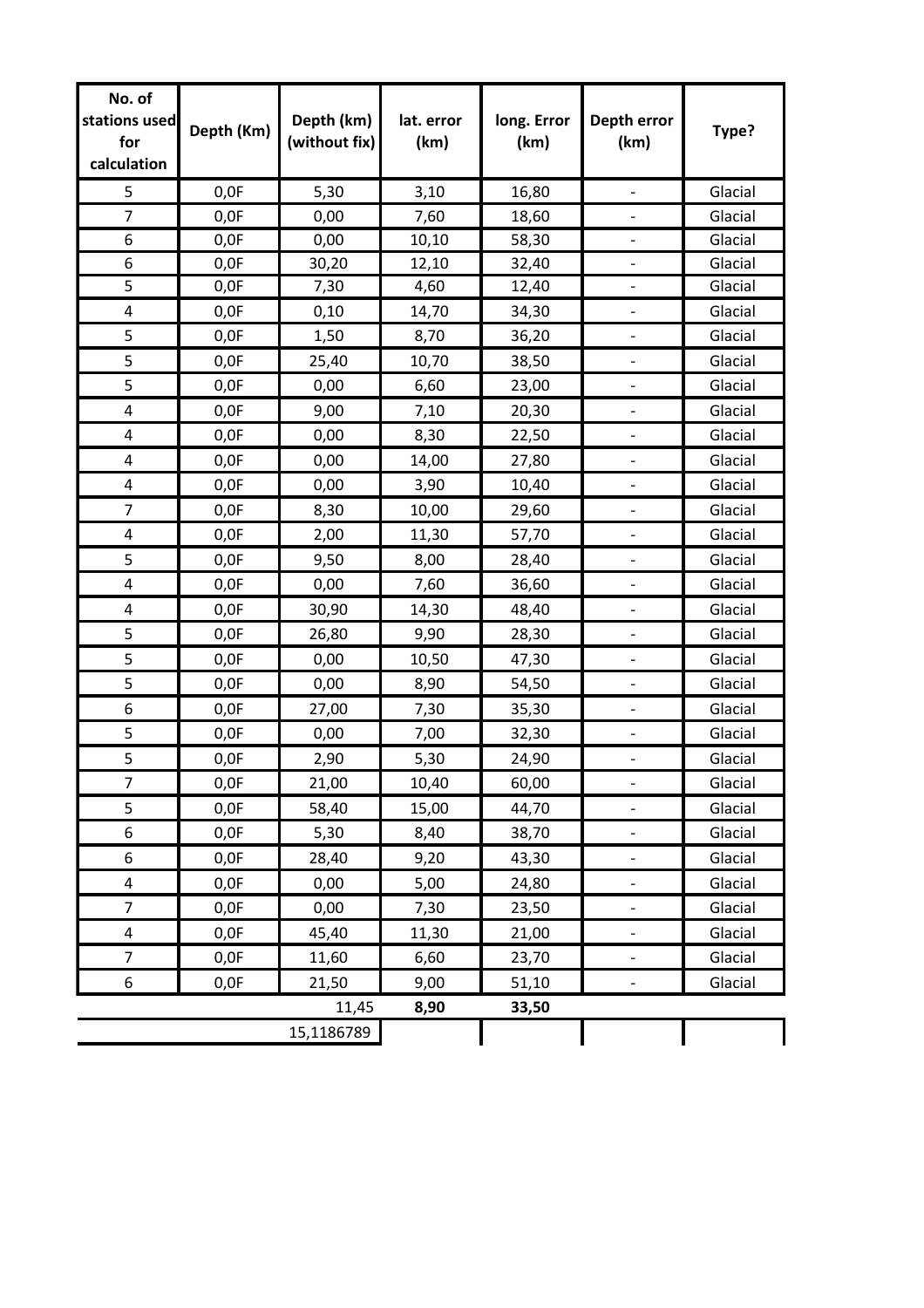| No. of stations used for calculation | Depth (Km) | Depth (km) (without fix) | lat. error (km) | long. Error (km) | Depth error (km) | Type? |
|---|---|---|---|---|---|---|
| 5 | 0,0F | 5,30 | 3,10 | 16,80 | - | Glacial |
| 7 | 0,0F | 0,00 | 7,60 | 18,60 | - | Glacial |
| 6 | 0,0F | 0,00 | 10,10 | 58,30 | - | Glacial |
| 6 | 0,0F | 30,20 | 12,10 | 32,40 | - | Glacial |
| 5 | 0,0F | 7,30 | 4,60 | 12,40 | - | Glacial |
| 4 | 0,0F | 0,10 | 14,70 | 34,30 | - | Glacial |
| 5 | 0,0F | 1,50 | 8,70 | 36,20 | - | Glacial |
| 5 | 0,0F | 25,40 | 10,70 | 38,50 | - | Glacial |
| 5 | 0,0F | 0,00 | 6,60 | 23,00 | - | Glacial |
| 4 | 0,0F | 9,00 | 7,10 | 20,30 | - | Glacial |
| 4 | 0,0F | 0,00 | 8,30 | 22,50 | - | Glacial |
| 4 | 0,0F | 0,00 | 14,00 | 27,80 | - | Glacial |
| 4 | 0,0F | 0,00 | 3,90 | 10,40 | - | Glacial |
| 7 | 0,0F | 8,30 | 10,00 | 29,60 | - | Glacial |
| 4 | 0,0F | 2,00 | 11,30 | 57,70 | - | Glacial |
| 5 | 0,0F | 9,50 | 8,00 | 28,40 | - | Glacial |
| 4 | 0,0F | 0,00 | 7,60 | 36,60 | - | Glacial |
| 4 | 0,0F | 30,90 | 14,30 | 48,40 | - | Glacial |
| 5 | 0,0F | 26,80 | 9,90 | 28,30 | - | Glacial |
| 5 | 0,0F | 0,00 | 10,50 | 47,30 | - | Glacial |
| 5 | 0,0F | 0,00 | 8,90 | 54,50 | - | Glacial |
| 6 | 0,0F | 27,00 | 7,30 | 35,30 | - | Glacial |
| 5 | 0,0F | 0,00 | 7,00 | 32,30 | - | Glacial |
| 5 | 0,0F | 2,90 | 5,30 | 24,90 | - | Glacial |
| 7 | 0,0F | 21,00 | 10,40 | 60,00 | - | Glacial |
| 5 | 0,0F | 58,40 | 15,00 | 44,70 | - | Glacial |
| 6 | 0,0F | 5,30 | 8,40 | 38,70 | - | Glacial |
| 6 | 0,0F | 28,40 | 9,20 | 43,30 | - | Glacial |
| 4 | 0,0F | 0,00 | 5,00 | 24,80 | - | Glacial |
| 7 | 0,0F | 0,00 | 7,30 | 23,50 | - | Glacial |
| 4 | 0,0F | 45,40 | 11,30 | 21,00 | - | Glacial |
| 7 | 0,0F | 11,60 | 6,60 | 23,70 | - | Glacial |
| 6 | 0,0F | 21,50 | 9,00 | 51,10 | - | Glacial |
| | | 11,45 | **8,90** | **33,50** | | |
| | | 15,1186789 | | | | |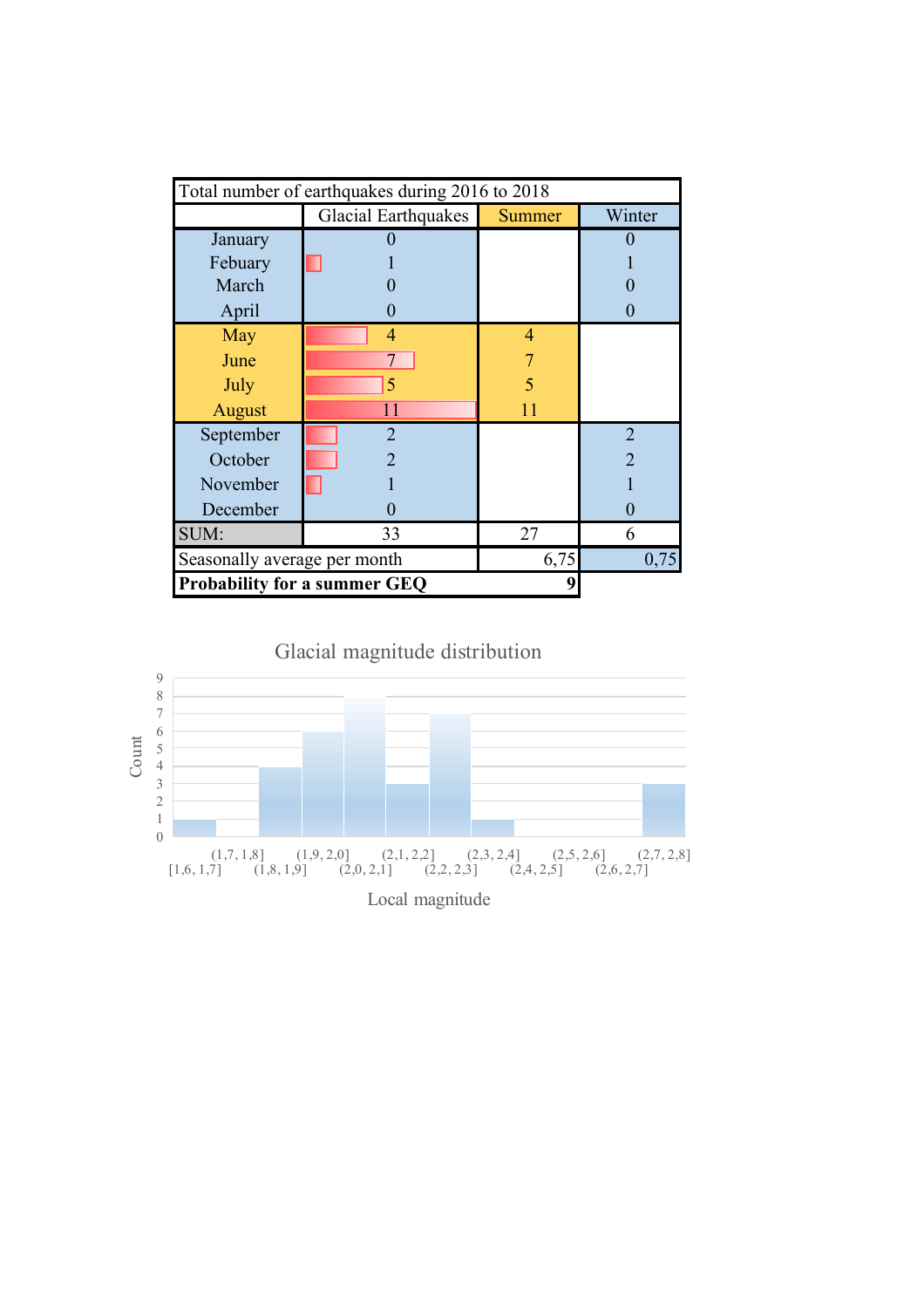| Total number of earthquakes during 2016 to 2018 | | | |
|---|---|---|---|
| | Glacial Earthquakes | Summer | Winter |
| January | 0 | | 0 |
| Febuary | 1 | | 1 |
| March | 0 | | 0 |
| April | 0 | | 0 |
| May | 4 | 4 | |
| June | 7 | 7 | |
| July | 5 | 5 | |
| August | 11 | 11 | |
| September | 2 | | 2 |
| October | 2 | | 2 |
| November | 1 | | 1 |
| December | 0 | | 0 |
| SUM: | 33 | 27 | 6 |
| Seasonally average per month | | 6,75 | 0,75 |
| **Probability for a summer GEQ** | | 9 | |

Glacial magnitude distribution

| Local magnitude | Count |
|---|---|
| [1,6, 1,7] | 1 |
| (1,7, 1,8] | 0 |
| (1,8, 1,9] | 4 |
| (1,9, 2,0] | 6 |
| (2,0, 2,1] | 8 |
| (2,1, 2,2] | 3 |
| (2,2, 2,3] | 7 |
| (2,3, 2,4] | 1 |
| (2,4, 2,5] | 0 |
| (2,5, 2,6] | 0 |
| (2,6, 2,7] | 0 |
| (2,7, 2,8] | 3 |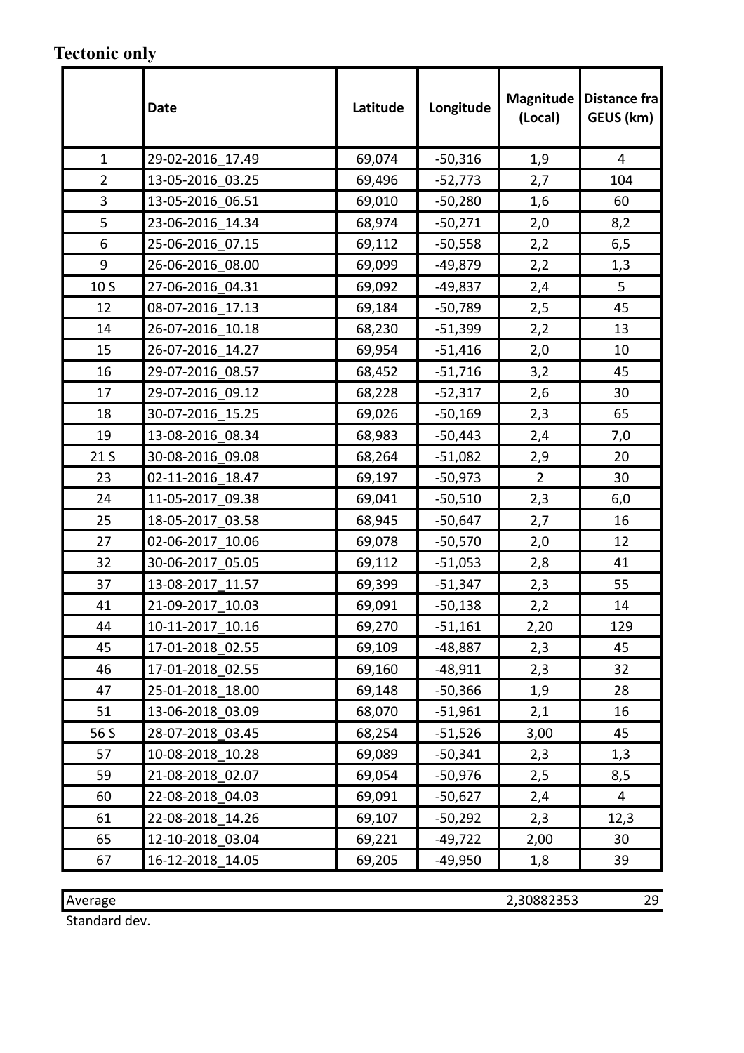**Tectonic only**

| | Date | Latitude | Longitude | Magnitude (Local) | Distance fra GEUS (km) |
|---|---|---|---|---|---|
| 1 | 29-02-2016_17.49 | 69,074 | -50,316 | 1,9 | 4 |
| 2 | 13-05-2016_03.25 | 69,496 | -52,773 | 2,7 | 104 |
| 3 | 13-05-2016_06.51 | 69,010 | -50,280 | 1,6 | 60 |
| 5 | 23-06-2016_14.34 | 68,974 | -50,271 | 2,0 | 8,2 |
| 6 | 25-06-2016_07.15 | 69,112 | -50,558 | 2,2 | 6,5 |
| 9 | 26-06-2016_08.00 | 69,099 | -49,879 | 2,2 | 1,3 |
| 10 S | 27-06-2016_04.31 | 69,092 | -49,837 | 2,4 | 5 |
| 12 | 08-07-2016_17.13 | 69,184 | -50,789 | 2,5 | 45 |
| 14 | 26-07-2016_10.18 | 68,230 | -51,399 | 2,2 | 13 |
| 15 | 26-07-2016_14.27 | 69,954 | -51,416 | 2,0 | 10 |
| 16 | 29-07-2016_08.57 | 68,452 | -51,716 | 3,2 | 45 |
| 17 | 29-07-2016_09.12 | 68,228 | -52,317 | 2,6 | 30 |
| 18 | 30-07-2016_15.25 | 69,026 | -50,169 | 2,3 | 65 |
| 19 | 13-08-2016_08.34 | 68,983 | -50,443 | 2,4 | 7,0 |
| 21 S | 30-08-2016_09.08 | 68,264 | -51,082 | 2,9 | 20 |
| 23 | 02-11-2016_18.47 | 69,197 | -50,973 | 2 | 30 |
| 24 | 11-05-2017_09.38 | 69,041 | -50,510 | 2,3 | 6,0 |
| 25 | 18-05-2017_03.58 | 68,945 | -50,647 | 2,7 | 16 |
| 27 | 02-06-2017_10.06 | 69,078 | -50,570 | 2,0 | 12 |
| 32 | 30-06-2017_05.05 | 69,112 | -51,053 | 2,8 | 41 |
| 37 | 13-08-2017_11.57 | 69,399 | -51,347 | 2,3 | 55 |
| 41 | 21-09-2017_10.03 | 69,091 | -50,138 | 2,2 | 14 |
| 44 | 10-11-2017_10.16 | 69,270 | -51,161 | 2,20 | 129 |
| 45 | 17-01-2018_02.55 | 69,109 | -48,887 | 2,3 | 45 |
| 46 | 17-01-2018_02.55 | 69,160 | -48,911 | 2,3 | 32 |
| 47 | 25-01-2018_18.00 | 69,148 | -50,366 | 1,9 | 28 |
| 51 | 13-06-2018_03.09 | 68,070 | -51,961 | 2,1 | 16 |
| 56 S | 28-07-2018_03.45 | 68,254 | -51,526 | 3,00 | 45 |
| 57 | 10-08-2018_10.28 | 69,089 | -50,341 | 2,3 | 1,3 |
| 59 | 21-08-2018_02.07 | 69,054 | -50,976 | 2,5 | 8,5 |
| 60 | 22-08-2018_04.03 | 69,091 | -50,627 | 2,4 | 4 |
| 61 | 22-08-2018_14.26 | 69,107 | -50,292 | 2,3 | 12,3 |
| 65 | 12-10-2018_03.04 | 69,221 | -49,722 | 2,00 | 30 |
| 67 | 16-12-2018_14.05 | 69,205 | -49,950 | 1,8 | 39 |
| Average | | | | 2,30882353 | 29 |
| Standard dev. | | | | | |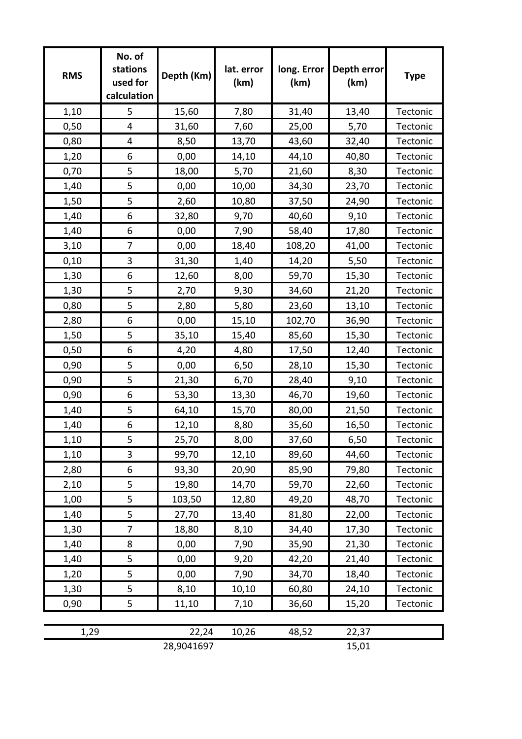| RMS | No. of stations used for calculation | Depth (Km) | lat. error (km) | long. Error (km) | Depth error (km) | Type |
|---|---|---|---|---|---|---|
| 1,10 | 5 | 15,60 | 7,80 | 31,40 | 13,40 | Tectonic |
| 0,50 | 4 | 31,60 | 7,60 | 25,00 | 5,70 | Tectonic |
| 0,80 | 4 | 8,50 | 13,70 | 43,60 | 32,40 | Tectonic |
| 1,20 | 6 | 0,00 | 14,10 | 44,10 | 40,80 | Tectonic |
| 0,70 | 5 | 18,00 | 5,70 | 21,60 | 8,30 | Tectonic |
| 1,40 | 5 | 0,00 | 10,00 | 34,30 | 23,70 | Tectonic |
| 1,50 | 5 | 2,60 | 10,80 | 37,50 | 24,90 | Tectonic |
| 1,40 | 6 | 32,80 | 9,70 | 40,60 | 9,10 | Tectonic |
| 1,40 | 6 | 0,00 | 7,90 | 58,40 | 17,80 | Tectonic |
| 3,10 | 7 | 0,00 | 18,40 | 108,20 | 41,00 | Tectonic |
| 0,10 | 3 | 31,30 | 1,40 | 14,20 | 5,50 | Tectonic |
| 1,30 | 6 | 12,60 | 8,00 | 59,70 | 15,30 | Tectonic |
| 1,30 | 5 | 2,70 | 9,30 | 34,60 | 21,20 | Tectonic |
| 0,80 | 5 | 2,80 | 5,80 | 23,60 | 13,10 | Tectonic |
| 2,80 | 6 | 0,00 | 15,10 | 102,70 | 36,90 | Tectonic |
| 1,50 | 5 | 35,10 | 15,40 | 85,60 | 15,30 | Tectonic |
| 0,50 | 6 | 4,20 | 4,80 | 17,50 | 12,40 | Tectonic |
| 0,90 | 5 | 0,00 | 6,50 | 28,10 | 15,30 | Tectonic |
| 0,90 | 5 | 21,30 | 6,70 | 28,40 | 9,10 | Tectonic |
| 0,90 | 6 | 53,30 | 13,30 | 46,70 | 19,60 | Tectonic |
| 1,40 | 5 | 64,10 | 15,70 | 80,00 | 21,50 | Tectonic |
| 1,40 | 6 | 12,10 | 8,80 | 35,60 | 16,50 | Tectonic |
| 1,10 | 5 | 25,70 | 8,00 | 37,60 | 6,50 | Tectonic |
| 1,10 | 3 | 99,70 | 12,10 | 89,60 | 44,60 | Tectonic |
| 2,80 | 6 | 93,30 | 20,90 | 85,90 | 79,80 | Tectonic |
| 2,10 | 5 | 19,80 | 14,70 | 59,70 | 22,60 | Tectonic |
| 1,00 | 5 | 103,50 | 12,80 | 49,20 | 48,70 | Tectonic |
| 1,40 | 5 | 27,70 | 13,40 | 81,80 | 22,00 | Tectonic |
| 1,30 | 7 | 18,80 | 8,10 | 34,40 | 17,30 | Tectonic |
| 1,40 | 8 | 0,00 | 7,90 | 35,90 | 21,30 | Tectonic |
| 1,40 | 5 | 0,00 | 9,20 | 42,20 | 21,40 | Tectonic |
| 1,20 | 5 | 0,00 | 7,90 | 34,70 | 18,40 | Tectonic |
| 1,30 | 5 | 8,10 | 10,10 | 60,80 | 24,10 | Tectonic |
| 0,90 | 5 | 11,10 | 7,10 | 36,60 | 15,20 | Tectonic |
| | | | | | | |
| 1,29 | | 22,24 | 10,26 | 48,52 | 22,37 | |
| | | 28,9041697 | | | 15,01 | |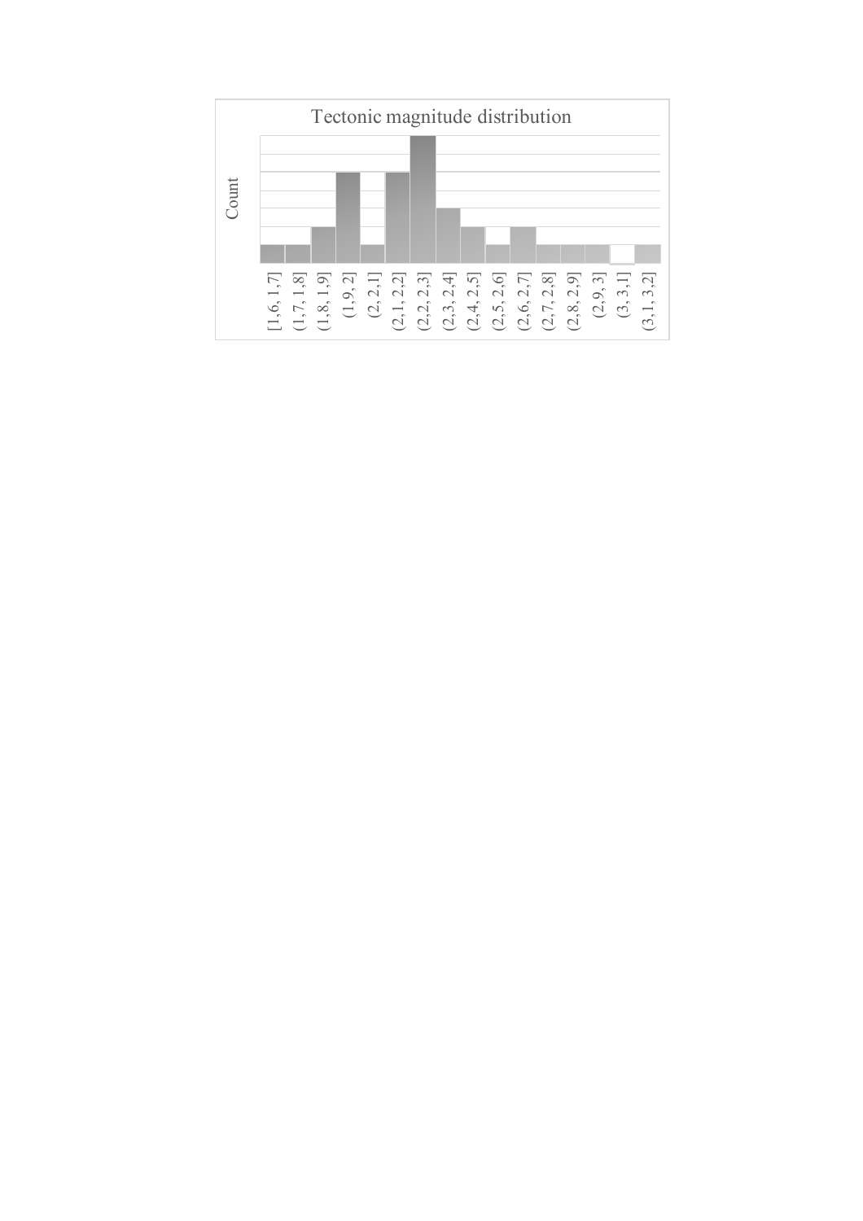Tectonic magnitude distribution

Count

[1,6, 1,7]
(1,7, 1,8]
(1,8, 1,9]
(1,9, 2]
(2, 2,1]
(2,1, 2,2]
(2,2, 2,3]
(2,3, 2,4]
(2,4, 2,5]
(2,5, 2,6]
(2,6, 2,7]
(2,7, 2,8]
(2,8, 2,9]
(2,9, 3]
(3, 3,1]
(3,1, 3,2]